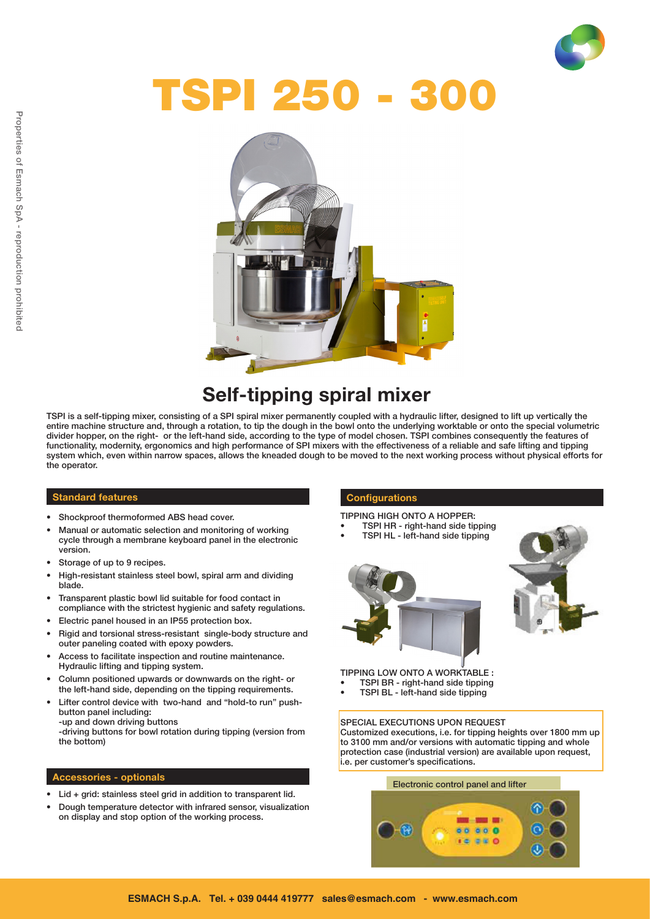# TSPI 250 - 300

## Self-tipping spiral mixer

TSPI is a self-tipping mixer, consisting of a SPI spiral mixer permanently coupled with a hydraulic lifter, designed to lift up vertically the entire machine structure and, through a rotation, to tip the dough in the bowl onto the underlying worktable or onto the special volumetric divider hopper, on the right- or the left-hand side, according to the type of model chosen. TSPI combines consequently the features of functionality, modernity, ergonomics and high performance of SPI mixers with the effectiveness of a reliable and safe lifting and tipping system which, even within narrow spaces, allows the kneaded dough to be moved to the next working process without physical efforts for the operator.

### Standard features

- Shockproof thermoformed ABS head cover.
- Manual or automatic selection and monitoring of working cycle through a membrane keyboard panel in the electronic version.
- Storage of up to 9 recipes.
- High-resistant stainless steel bowl, spiral arm and dividing blade.
- Transparent plastic bowl lid suitable for food contact in compliance with the strictest hygienic and safety regulations.
- Electric panel housed in an IP55 protection box.
- Rigid and torsional stress-resistant single-body structure and outer paneling coated with epoxy powders.
- Access to facilitate inspection and routine maintenance. Hydraulic lifting and tipping system.
- Column positioned upwards or downwards on the right- or the left-hand side, depending on the tipping requirements.
- Lifter control device with two-hand and "hold-to run" push-button panel including:
  -up and down driving buttons
  -driving buttons for bowl rotation during tipping (version from the bottom)

### Accessories - optionals

- Lid + grid: stainless steel grid in addition to transparent lid.
- Dough temperature detector with infrared sensor, visualization on display and stop option of the working process.

### Configurations

TIPPING HIGH ONTO A HOPPER:
- TSPI HR - right-hand side tipping
- TSPI HL - left-hand side tipping

TIPPING LOW ONTO A WORKTABLE :
- TSPI BR - right-hand side tipping
- TSPI BL - left-hand side tipping

SPECIAL EXECUTIONS UPON REQUEST
Customized executions, i.e. for tipping heights over 1800 mm up to 3100 mm and/or versions with automatic tipping and whole protection case (industrial version) are available upon request, i.e. per customer's specifications.

Electronic control panel and lifter

ESMACH S.p.A. Tel. + 039 0444 419777 sales@esmach.com - www.esmach.com

Properties of Esmach SpA - reproduction prohibited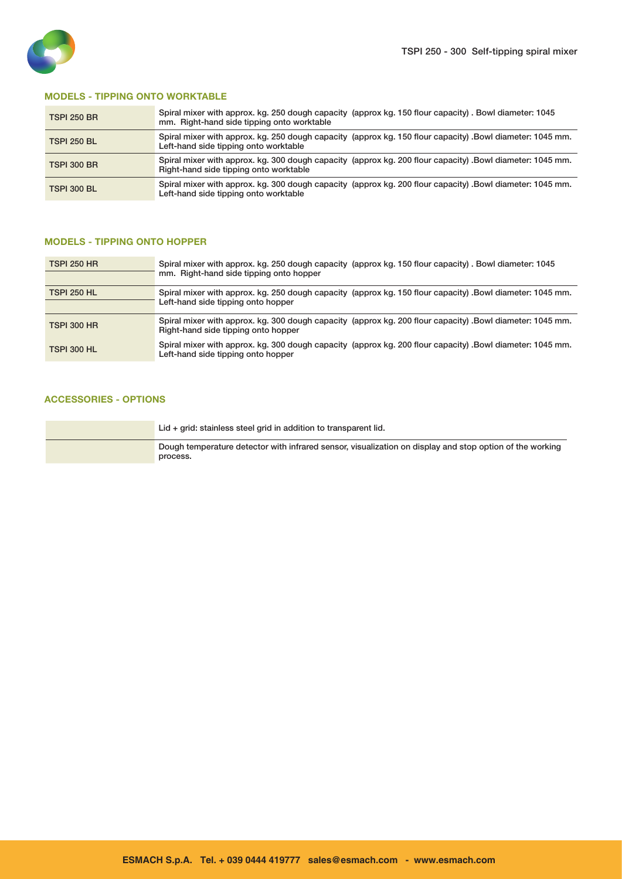## MODELS - TIPPING ONTO WORKTABLE

| | |
|---|---|
| TSPI 250 BR | Spiral mixer with approx. kg. 250 dough capacity (approx kg. 150 flour capacity) . Bowl diameter: 1045 mm. Right-hand side tipping onto worktable |
| TSPI 250 BL | Spiral mixer with approx. kg. 250 dough capacity (approx kg. 150 flour capacity) .Bowl diameter: 1045 mm. Left-hand side tipping onto worktable |
| TSPI 300 BR | Spiral mixer with approx. kg. 300 dough capacity (approx kg. 200 flour capacity) .Bowl diameter: 1045 mm. Right-hand side tipping onto worktable |
| TSPI 300 BL | Spiral mixer with approx. kg. 300 dough capacity (approx kg. 200 flour capacity) .Bowl diameter: 1045 mm. Left-hand side tipping onto worktable |

## MODELS - TIPPING ONTO HOPPER

| | |
|---|---|
| TSPI 250 HR | Spiral mixer with approx. kg. 250 dough capacity (approx kg. 150 flour capacity) . Bowl diameter: 1045 mm. Right-hand side tipping onto hopper |
| TSPI 250 HL | Spiral mixer with approx. kg. 250 dough capacity (approx kg. 150 flour capacity) .Bowl diameter: 1045 mm. Left-hand side tipping onto hopper |
| TSPI 300 HR | Spiral mixer with approx. kg. 300 dough capacity (approx kg. 200 flour capacity) .Bowl diameter: 1045 mm. Right-hand side tipping onto hopper |
| TSPI 300 HL | Spiral mixer with approx. kg. 300 dough capacity (approx kg. 200 flour capacity) .Bowl diameter: 1045 mm. Left-hand side tipping onto hopper |

## ACCESSORIES - OPTIONS

| | |
|---|---|
| | Lid + grid: stainless steel grid in addition to transparent lid. |
| | Dough temperature detector with infrared sensor, visualization on display and stop option of the working process. |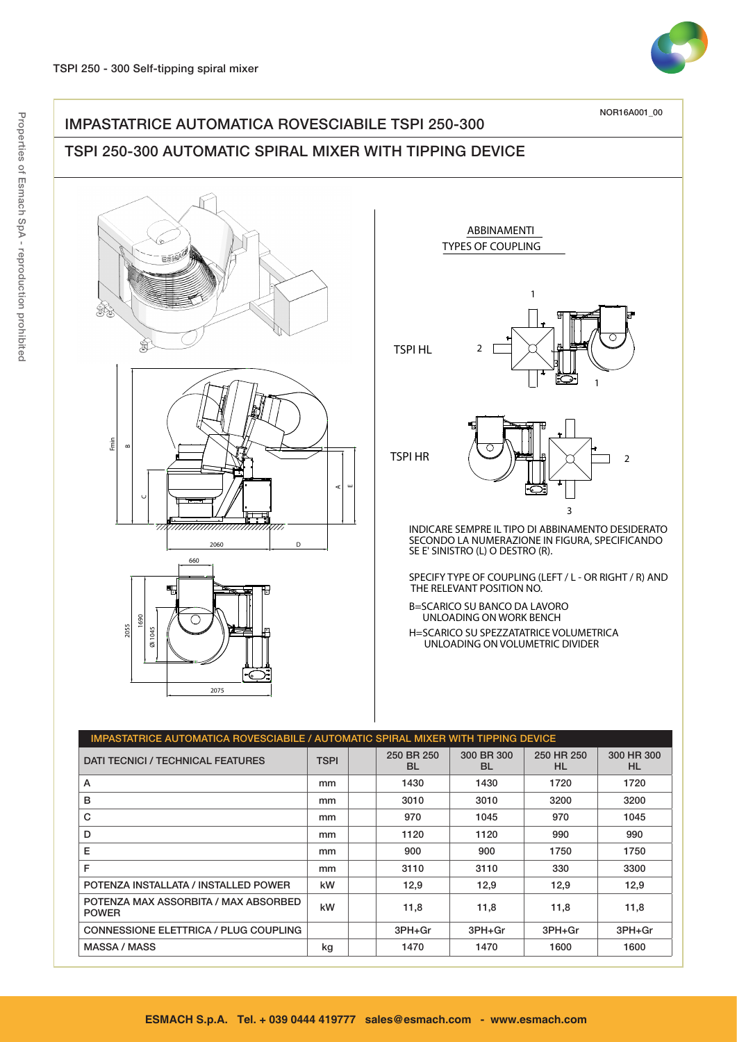TSPI 250 - 300 Self-tipping spiral mixer

NOR16A001_00

# IMPASTATRICE AUTOMATICA ROVESCIABILE TSPI 250-300

# TSPI 250-300 AUTOMATIC SPIRAL MIXER WITH TIPPING DEVICE

ABBINAMENTI
TYPES OF COUPLING

TSPI HL

TSPI HR

INDICARE SEMPRE IL TIPO DI ABBINAMENTO DESIDERATO SECONDO LA NUMERAZIONE IN FIGURA, SPECIFICANDO SE E' SINISTRO (L) O DESTRO (R).

SPECIFY TYPE OF COUPLING (LEFT / L - OR RIGHT / R) AND THE RELEVANT POSITION NO.

B=SCARICO SU BANCO DA LAVORO
UNLOADING ON WORK BENCH

H=SCARICO SU SPEZZATATRICE VOLUMETRICA
UNLOADING ON VOLUMETRIC DIVIDER

| IMPASTATRICE AUTOMATICA ROVESCIABILE / AUTOMATIC SPIRAL MIXER WITH TIPPING DEVICE | | | | | | |
|---|---|---|---|---|---|---|
| DATI TECNICI / TECHNICAL FEATURES | TSPI | | 250 BR 250 BL | 300 BR 300 BL | 250 HR 250 HL | 300 HR 300 HL |
| A | mm | | 1430 | 1430 | 1720 | 1720 |
| B | mm | | 3010 | 3010 | 3200 | 3200 |
| C | mm | | 970 | 1045 | 970 | 1045 |
| D | mm | | 1120 | 1120 | 990 | 990 |
| E | mm | | 900 | 900 | 1750 | 1750 |
| F | mm | | 3110 | 3110 | 330 | 3300 |
| POTENZA INSTALLATA / INSTALLED POWER | kW | | 12,9 | 12,9 | 12,9 | 12,9 |
| POTENZA MAX ASSORBITA / MAX ABSORBED POWER | kW | | 11,8 | 11,8 | 11,8 | 11,8 |
| CONNESSIONE ELETTRICA / PLUG COUPLING | | | 3PH+Gr | 3PH+Gr | 3PH+Gr | 3PH+Gr |
| MASSA / MASS | kg | | 1470 | 1470 | 1600 | 1600 |

**ESMACH S.p.A. Tel. + 039 0444 419777 sales@esmach.com - www.esmach.com**